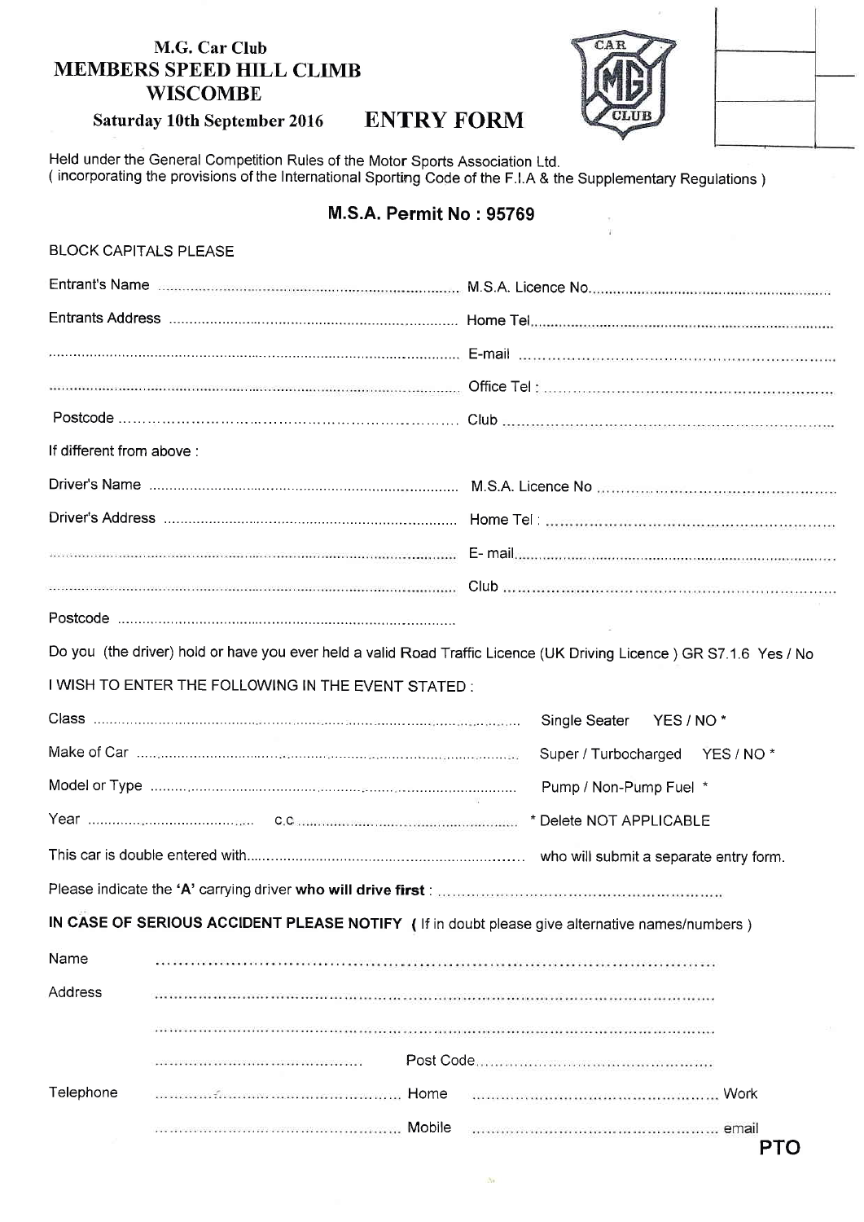# M.G. Car Club
## MEMBERS SPEED HILL CLIMB
## WISCOMBE

**Saturday 10th September 2016** **ENTRY FORM**

Held under the General Competition Rules of the Motor Sports Association Ltd.
( incorporating the provisions of the International Sporting Code of the F.I.A & the Supplementary Regulations )

**M.S.A. Permit No : 95769**

BLOCK CAPITALS PLEASE

Entrant's Name .................................................................. M.S.A. Licence No..................................................

Entrants Address .................................................................. Home Tel..................................................

.................................................................. E-mail ..................................................

.................................................................. Office Tel : ..................................................

Postcode .................................................................. Club ..................................................

If different from above :

Driver's Name .................................................................. M.S.A. Licence No ..................................................

Driver's Address .................................................................. Home Tel : ..................................................

.................................................................. E- mail..................................................

.................................................................. Club ..................................................

Postcode ..................................................................

Do you (the driver) hold or have you ever held a valid Road Traffic Licence (UK Driving Licence ) GR S7.1.6 Yes / No

I WISH TO ENTER THE FOLLOWING IN THE EVENT STATED :

Class .................................................................. Single Seater YES / NO *

Make of Car .................................................................. Super / Turbocharged YES / NO *

Model or Type .................................................................. Pump / Non-Pump Fuel *

Year .............................. c.c .............................. * Delete NOT APPLICABLE

This car is double entered with.................................................................. who will submit a separate entry form.

Please indicate the **'A'** carrying driver **who will drive first** : ..................................................

**IN CASE OF SERIOUS ACCIDENT PLEASE NOTIFY** ( If in doubt please give alternative names/numbers )

Name ..................................................................

Address ..................................................................

..................................................................

.............................. Post Code..................................................

Telephone .............................. Home .............................. Work

.............................. Mobile .............................. email

**PTO**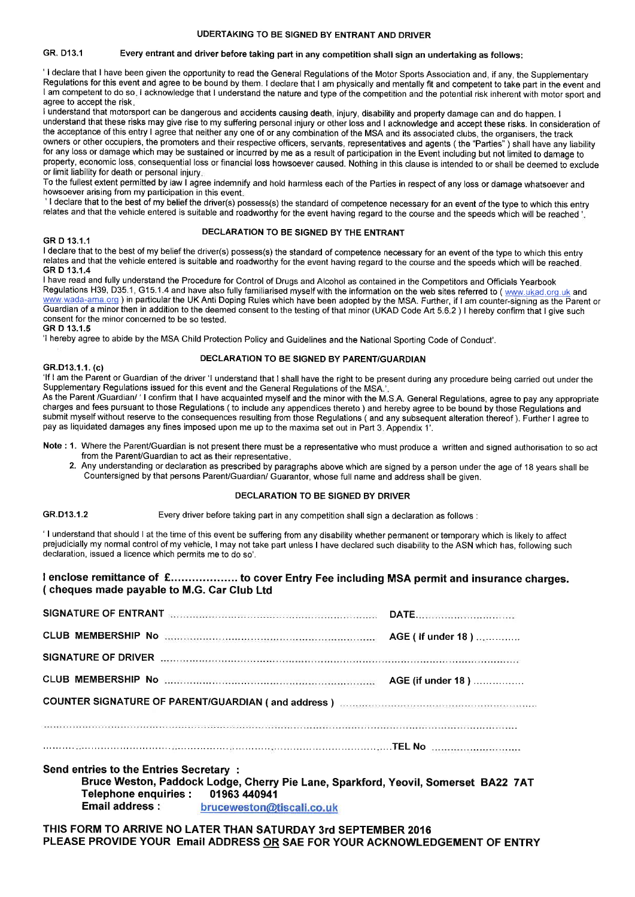## UDERTAKING TO BE SIGNED BY ENTRANT AND DRIVER

**GR. D13.1** **Every entrant and driver before taking part in any competition shall sign an undertaking as follows:**

' I declare that I have been given the opportunity to read the General Regulations of the Motor Sports Association and, if any, the Supplementary Regulations for this event and agree to be bound by them. I declare that I am physically and mentally fit and competent to take part in the event and I am competent to do so. I acknowledge that I understand the nature and type of the competition and the potential risk inherent with motor sport and agree to accept the risk.

I understand that motorsport can be dangerous and accidents causing death, injury, disability and property damage can and do happen. I understand that these risks may give rise to my suffering personal injury or other loss and I acknowledge and accept these risks. In consideration of the acceptance of this entry I agree that neither any one of or any combination of the MSA and its associated clubs, the organisers, the track owners or other occupiers, the promoters and their respective officers, servants, representatives and agents ( the "Parties" ) shall have any liability for any loss or damage which may be sustained or incurred by me as a result of participation in the Event including but not limited to damage to property, economic loss, consequential loss or financial loss howsoever caused. Nothing in this clause is intended to or shall be deemed to exclude or limit liability for death or personal injury.

To the fullest extent permitted by law I agree indemnify and hold harmless each of the Parties in respect of any loss or damage whatsoever and howsoever arising from my participation in this event.

' I declare that to the best of my belief the driver(s) possess(s) the standard of competence necessary for an event of the type to which this entry relates and that the vehicle entered is suitable and roadworthy for the event having regard to the course and the speeds which will be reached '.

## DECLARATION TO BE SIGNED BY THE ENTRANT

**GR D 13.1.1**

I declare that to the best of my belief the driver(s) possess(s) the standard of competence necessary for an event of the type to which this entry relates and that the vehicle entered is suitable and roadworthy for the event having regard to the course and the speeds which will be reached.

**GR D 13.1.4**

I have read and fully understand the Procedure for Control of Drugs and Alcohol as contained in the Competitors and Officials Yearbook Regulations H39, D35.1, G15.1.4 and have also fully familiarised myself with the information on the web sites referred to ( www.ukad.org.uk and www.wada-ama.org ) in particular the UK Anti Doping Rules which have been adopted by the MSA. Further, if I am counter-signing as the Parent or Guardian of a minor then in addition to the deemed consent to the testing of that minor (UKAD Code Art 5.6.2 ) I hereby confirm that I give such consent for the minor concerned to be so tested.

**GR D 13.1.5**

'I hereby agree to abide by the MSA Child Protection Policy and Guidelines and the National Sporting Code of Conduct'.

## DECLARATION TO BE SIGNED BY PARENT/GUARDIAN

**GR.D13.1.1. (c)**

'If I am the Parent or Guardian of the driver 'I understand that I shall have the right to be present during any procedure being carried out under the Supplementary Regulations issued for this event and the General Regulations of the MSA.'.

As the Parent /Guardian/ ' I confirm that I have acquainted myself and the minor with the M.S.A. General Regulations, agree to pay any appropriate charges and fees pursuant to those Regulations ( to include any appendices thereto ) and hereby agree to be bound by those Regulations and submit myself without reserve to the consequences resulting from those Regulations ( and any subsequent alteration thereof ). Further I agree to pay as liquidated damages any fines imposed upon me up to the maxima set out in Part 3. Appendix 1'.

**Note :**
1. Where the Parent/Guardian is not present there must be a representative who must produce a written and signed authorisation to so act from the Parent/Guardian to act as their representative.
2. Any understanding or declaration as prescribed by paragraphs above which are signed by a person under the age of 18 years shall be Countersigned by that persons Parent/Guardian/ Guarantor, whose full name and address shall be given.

## DECLARATION TO BE SIGNED BY DRIVER

**GR.D13.1.2** Every driver before taking part in any competition shall sign a declaration as follows :

' I understand that should I at the time of this event be suffering from any disability whether permanent or temporary which is likely to affect prejudicially my normal control of my vehicle, I may not take part unless I have declared such disability to the ASN which has, following such declaration, issued a licence which permits me to do so'.

**I enclose remittance of £.................. to cover Entry Fee including MSA permit and insurance charges. ( cheques made payable to M.G. Car Club Ltd**

SIGNATURE OF ENTRANT .................................................. DATE..............................

CLUB MEMBERSHIP No .................................................. AGE ( If under 18 ) ............

SIGNATURE OF DRIVER ..................................................................................................

CLUB MEMBERSHIP No .................................................. AGE (if under 18 ) ................

COUNTER SIGNATURE OF PARENT/GUARDIAN ( and address ) ..........................................

..........................................................................................................................................

.......................................................................................... TEL No ............................

**Send entries to the Entries Secretary :**

**Bruce Weston, Paddock Lodge, Cherry Pie Lane, Sparkford, Yeovil, Somerset BA22 7AT**
**Telephone enquiries : 01963 440941**
**Email address : brucweston@tiscali.co.uk**

**THIS FORM TO ARRIVE NO LATER THAN SATURDAY 3rd SEPTEMBER 2016**
**PLEASE PROVIDE YOUR Email ADDRESS OR SAE FOR YOUR ACKNOWLEDGEMENT OF ENTRY**